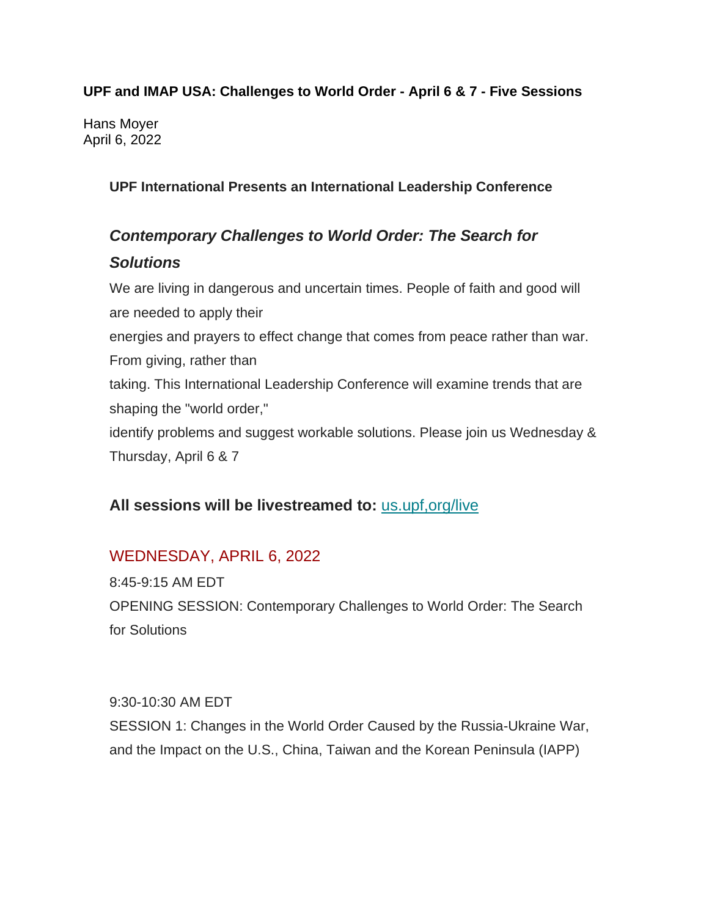**UPF and IMAP USA: Challenges to World Order - April 6 & 7 - Five Sessions**

Hans Moyer
April 6, 2022

**UPF International Presents an International Leadership Conference**

## *Contemporary Challenges to World Order: The Search for Solutions*

We are living in dangerous and uncertain times. People of faith and good will are needed to apply their energies and prayers to effect change that comes from peace rather than war. From giving, rather than taking. This International Leadership Conference will examine trends that are shaping the "world order," identify problems and suggest workable solutions. Please join us Wednesday & Thursday, April 6 & 7

**All sessions will be livestreamed to:** us.upf,org/live

### WEDNESDAY, APRIL 6, 2022

8:45-9:15 AM EDT
OPENING SESSION: Contemporary Challenges to World Order: The Search for Solutions

9:30-10:30 AM EDT
SESSION 1: Changes in the World Order Caused by the Russia-Ukraine War, and the Impact on the U.S., China, Taiwan and the Korean Peninsula (IAPP)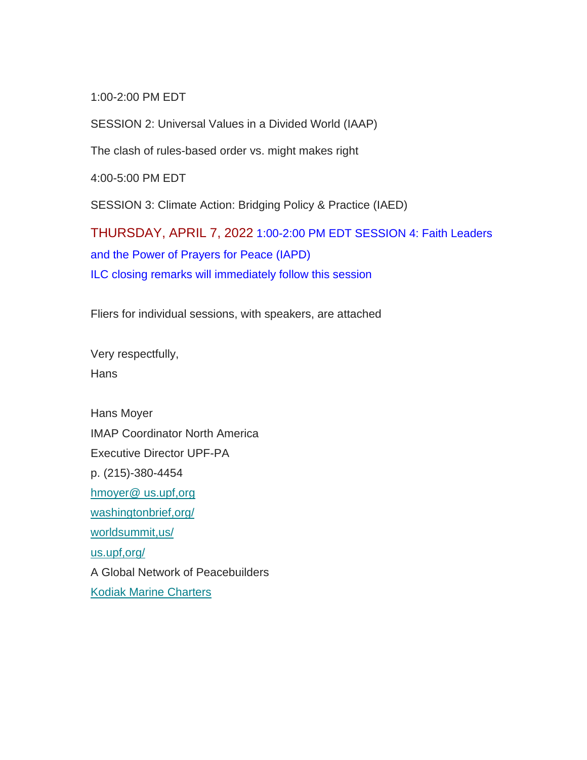1:00-2:00 PM EDT

SESSION 2: Universal Values in a Divided World (IAAP)

The clash of rules-based order vs. might makes right

4:00-5:00 PM EDT

SESSION 3: Climate Action: Bridging Policy & Practice (IAED)

THURSDAY, APRIL 7, 2022 1:00-2:00 PM EDT SESSION 4: Faith Leaders and the Power of Prayers for Peace (IAPD)
ILC closing remarks will immediately follow this session

Fliers for individual sessions, with speakers, are attached

Very respectfully,
Hans

Hans Moyer
IMAP Coordinator North America
Executive Director UPF-PA
p. (215)-380-4454
hmoyer@ us.upf,org
washingtonbrief,org/
worldsummit,us/
us.upf,org/
A Global Network of Peacebuilders
Kodiak Marine Charters